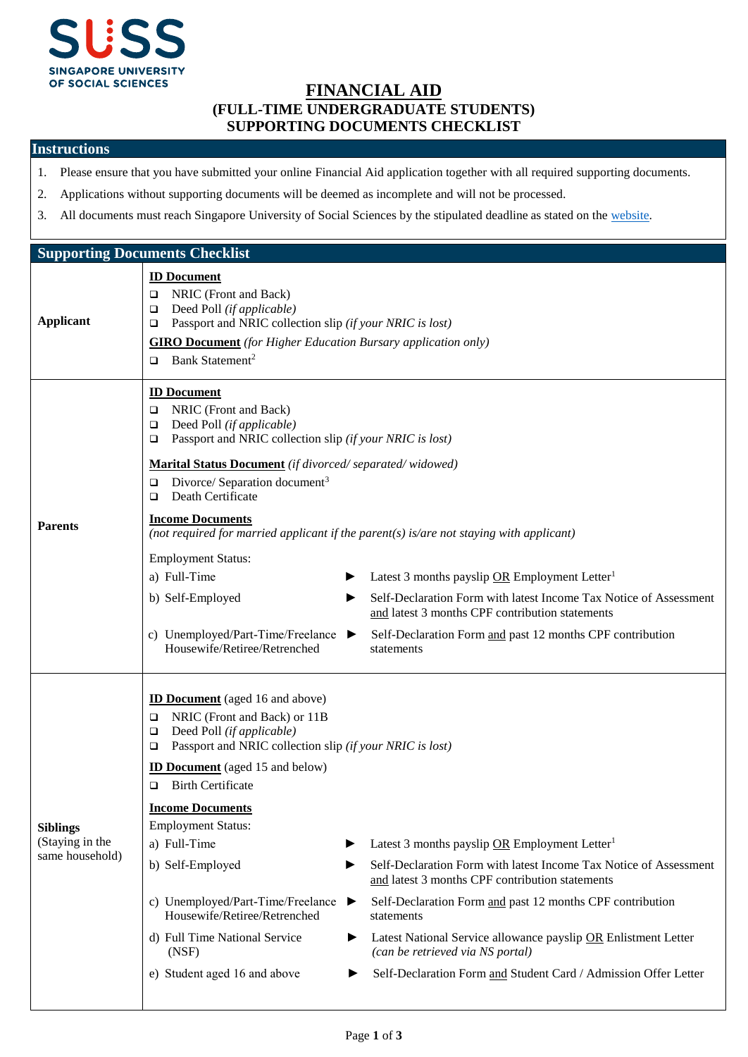SUSS
SINGAPORE UNIVERSITY
OF SOCIAL SCIENCES

# FINANCIAL AID
## (FULL-TIME UNDERGRADUATE STUDENTS)
## SUPPORTING DOCUMENTS CHECKLIST

## Instructions

1. Please ensure that you have submitted your online Financial Aid application together with all required supporting documents.
2. Applications without supporting documents will be deemed as incomplete and will not be processed.
3. All documents must reach Singapore University of Social Sciences by the stipulated deadline as stated on the website.

## Supporting Documents Checklist

### Applicant

**ID Document**

- ❑ NRIC (Front and Back)
- ❑ Deed Poll *(if applicable)*
- ❑ Passport and NRIC collection slip *(if your NRIC is lost)*

**GIRO Document** *(for Higher Education Bursary application only)*

- ❑ Bank Statement[2]

### Parents

**ID Document**

- ❑ NRIC (Front and Back)
- ❑ Deed Poll *(if applicable)*
- ❑ Passport and NRIC collection slip *(if your NRIC is lost)*

**Marital Status Document** *(if divorced/ separated/ widowed)*

- ❑ Divorce/ Separation document[3]
- ❑ Death Certificate

**Income Documents**
*(not required for married applicant if the parent(s) is/are not staying with applicant)*

Employment Status:

| Employment Status | | Required Documents |
|---|---|---|
| a) Full-Time | ► | Latest 3 months payslip OR Employment Letter[1] |
| b) Self-Employed | ► | Self-Declaration Form with latest Income Tax Notice of Assessment and latest 3 months CPF contribution statements |
| c) Unemployed/Part-Time/Freelance Housewife/Retiree/Retrenched | ► | Self-Declaration Form and past 12 months CPF contribution statements |

### Siblings (Staying in the same household)

**ID Document** (aged 16 and above)

- ❑ NRIC (Front and Back) or 11B
- ❑ Deed Poll *(if applicable)*
- ❑ Passport and NRIC collection slip *(if your NRIC is lost)*

**ID Document** (aged 15 and below)

- ❑ Birth Certificate

**Income Documents**

Employment Status:

| Employment Status | | Required Documents |
|---|---|---|
| a) Full-Time | ► | Latest 3 months payslip OR Employment Letter[1] |
| b) Self-Employed | ► | Self-Declaration Form with latest Income Tax Notice of Assessment and latest 3 months CPF contribution statements |
| c) Unemployed/Part-Time/Freelance Housewife/Retiree/Retrenched | ► | Self-Declaration Form and past 12 months CPF contribution statements |
| d) Full Time National Service (NSF) | ► | Latest National Service allowance payslip OR Enlistment Letter *(can be retrieved via NS portal)* |
| e) Student aged 16 and above | ► | Self-Declaration Form and Student Card / Admission Offer Letter |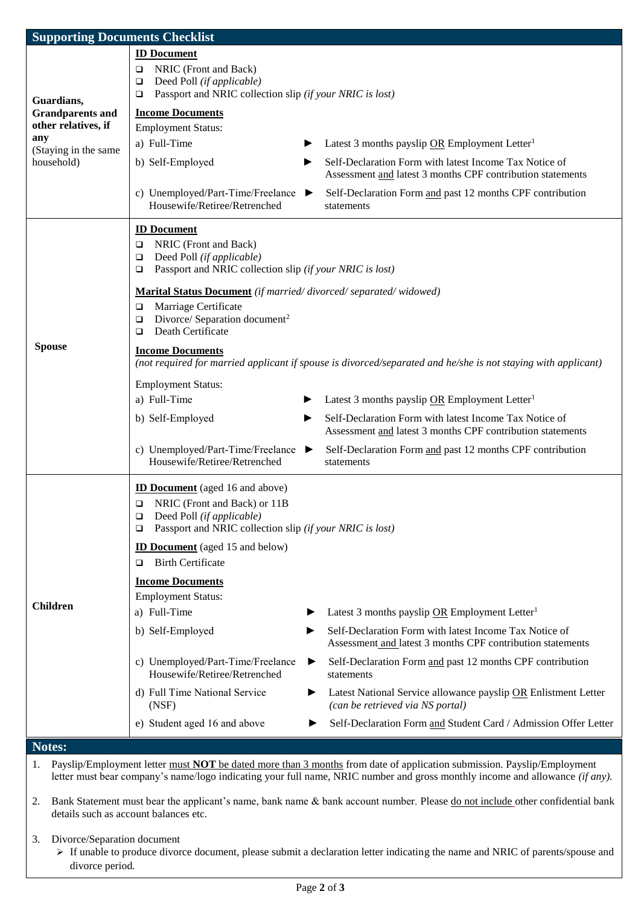## Supporting Documents Checklist

<table>
<tr>
<td><b>Guardians, Grandparents and other relatives, if any</b><br>(Staying in the same household)</td>
<td>
<b><u>ID Document</u></b><br>
❑ NRIC (Front and Back)<br>
❑ Deed Poll <i>(if applicable)</i><br>
❑ Passport and NRIC collection slip <i>(if your NRIC is lost)</i><br><br>
<b><u>Income Documents</u></b><br>
Employment Status:<br>
a) Full-Time ► Latest 3 months payslip <u>OR</u> Employment Letter[1]<br>
b) Self-Employed ► Self-Declaration Form with latest Income Tax Notice of Assessment <u>and</u> latest 3 months CPF contribution statements<br>
c) Unemployed/Part-Time/Freelance Housewife/Retiree/Retrenched ► Self-Declaration Form <u>and</u> past 12 months CPF contribution statements
</td>
</tr>
<tr>
<td><b>Spouse</b></td>
<td>
<b><u>ID Document</u></b><br>
❑ NRIC (Front and Back)<br>
❑ Deed Poll <i>(if applicable)</i><br>
❑ Passport and NRIC collection slip <i>(if your NRIC is lost)</i><br><br>
<b><u>Marital Status Document</u></b> <i>(if married/ divorced/ separated/ widowed)</i><br>
❑ Marriage Certificate<br>
❑ Divorce/ Separation document[2]<br>
❑ Death Certificate<br><br>
<b><u>Income Documents</u></b><br>
<i>(not required for married applicant if spouse is divorced/separated and he/she is not staying with applicant)</i><br><br>
Employment Status:<br>
a) Full-Time ► Latest 3 months payslip <u>OR</u> Employment Letter[1]<br>
b) Self-Employed ► Self-Declaration Form with latest Income Tax Notice of Assessment <u>and</u> latest 3 months CPF contribution statements<br>
c) Unemployed/Part-Time/Freelance Housewife/Retiree/Retrenched ► Self-Declaration Form <u>and</u> past 12 months CPF contribution statements
</td>
</tr>
<tr>
<td><b>Children</b></td>
<td>
<b><u>ID Document</u></b> (aged 16 and above)<br>
❑ NRIC (Front and Back) or 11B<br>
❑ Deed Poll <i>(if applicable)</i><br>
❑ Passport and NRIC collection slip <i>(if your NRIC is lost)</i><br><br>
<b><u>ID Document</u></b> (aged 15 and below)<br>
❑ Birth Certificate<br><br>
<b><u>Income Documents</u></b><br>
Employment Status:<br>
a) Full-Time ► Latest 3 months payslip <u>OR</u> Employment Letter[1]<br>
b) Self-Employed ► Self-Declaration Form with latest Income Tax Notice of Assessment <u>and</u> latest 3 months CPF contribution statements<br>
c) Unemployed/Part-Time/Freelance Housewife/Retiree/Retrenched ► Self-Declaration Form <u>and</u> past 12 months CPF contribution statements<br>
d) Full Time National Service (NSF) ► Latest National Service allowance payslip <u>OR</u> Enlistment Letter <i>(can be retrieved via NS portal)</i><br>
e) Student aged 16 and above ► Self-Declaration Form <u>and</u> Student Card / Admission Offer Letter
</td>
</tr>
</table>

## Notes:

1. Payslip/Employment letter <u>must **NOT** be dated more than 3 months</u> from date of application submission. Payslip/Employment letter must bear company's name/logo indicating your full name, NRIC number and gross monthly income and allowance *(if any).*

2. Bank Statement must bear the applicant's name, bank name & bank account number. Please <u>do not include</u> other confidential bank details such as account balances etc.

3. Divorce/Separation document
   - If unable to produce divorce document, please submit a declaration letter indicating the name and NRIC of parents/spouse and divorce period.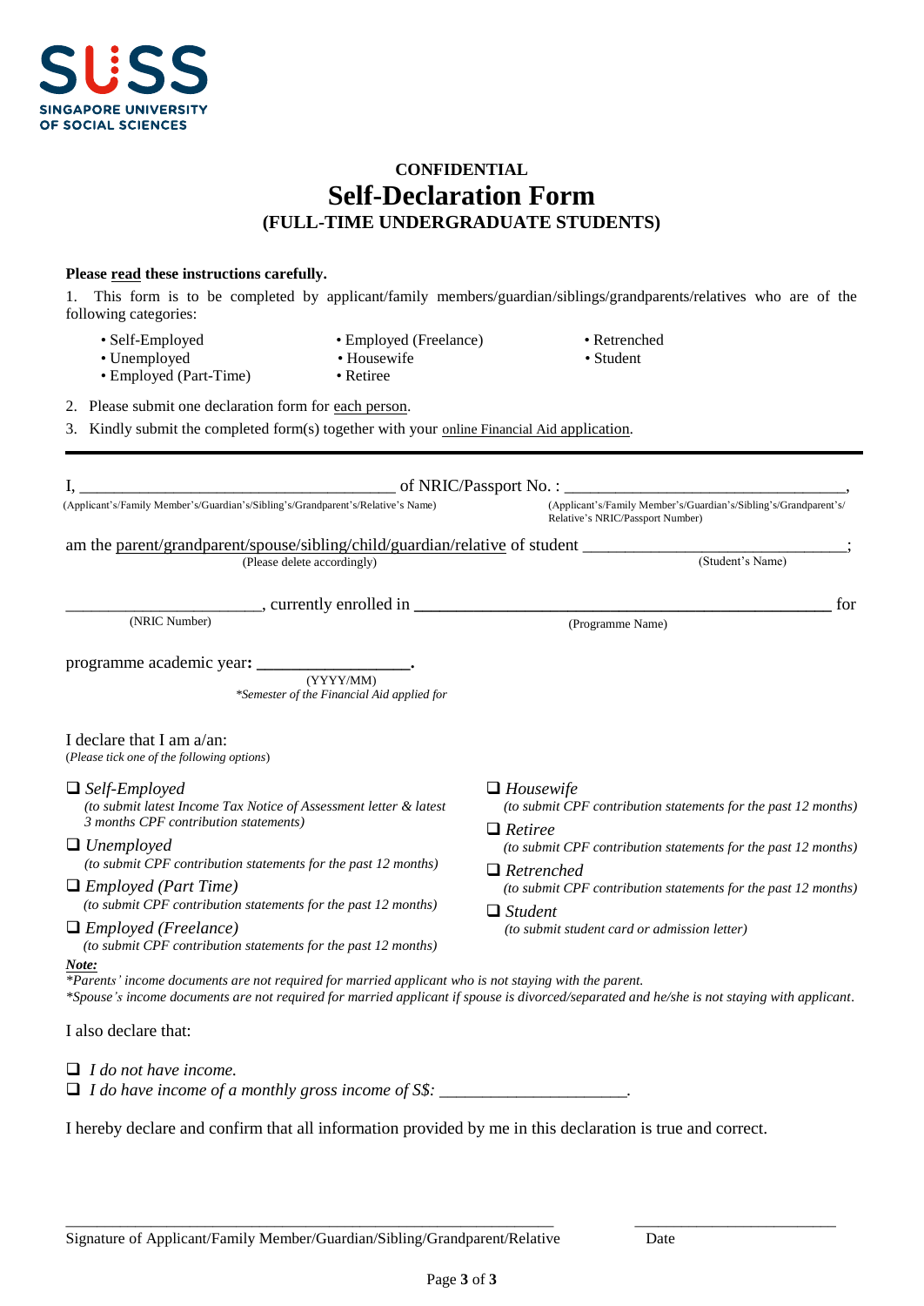SUSS
SINGAPORE UNIVERSITY OF SOCIAL SCIENCES

**CONFIDENTIAL**

# Self-Declaration Form

**(FULL-TIME UNDERGRADUATE STUDENTS)**

**Please read these instructions carefully.**

1. This form is to be completed by applicant/family members/guardian/siblings/grandparents/relatives who are of the following categories:
   - Self-Employed
   - Unemployed
   - Employed (Part-Time)
   - Employed (Freelance)
   - Housewife
   - Retiree
   - Retrenched
   - Student
2. Please submit one declaration form for each person.
3. Kindly submit the completed form(s) together with your online Financial Aid application.

---

I, ______________________________________ of NRIC/Passport No. : __________________________________,
(Applicant's/Family Member's/Guardian's/Sibling's/Grandparent's/Relative's Name) (Applicant's/Family Member's/Guardian's/Sibling's/Grandparent's/ Relative's NRIC/Passport Number)

am the parent/grandparent/spouse/sibling/child/guardian/relative of student ______________________________;
(Please delete accordingly) (Student's Name)

_______________________, currently enrolled in __________________________________________________ for
(NRIC Number) (Programme Name)

programme academic year: _________________.
(YYYY/MM)
*\*Semester of the Financial Aid applied for*

I declare that I am a/an:
(*Please tick one of the following options*)

❑ *Self-Employed*
*(to submit latest Income Tax Notice of Assessment letter & latest 3 months CPF contribution statements)*

❑ *Unemployed*
*(to submit CPF contribution statements for the past 12 months)*

❑ *Employed (Part Time)*
*(to submit CPF contribution statements for the past 12 months)*

❑ *Employed (Freelance)*
*(to submit CPF contribution statements for the past 12 months)*

❑ *Housewife*
*(to submit CPF contribution statements for the past 12 months)*

❑ *Retiree*
*(to submit CPF contribution statements for the past 12 months)*

❑ *Retrenched*
*(to submit CPF contribution statements for the past 12 months)*

❑ *Student*
*(to submit student card or admission letter)*

***Note:***
*\*Parents' income documents are not required for married applicant who is not staying with the parent.*
*\*Spouse's income documents are not required for married applicant if spouse is divorced/separated and he/she is not staying with applicant.*

I also declare that:

❑ *I do not have income.*
❑ *I do have income of a monthly gross income of S$:* _____________________.

I hereby declare and confirm that all information provided by me in this declaration is true and correct.

_____________________________________________________________ _________________________
Signature of Applicant/Family Member/Guardian/Sibling/Grandparent/Relative Date